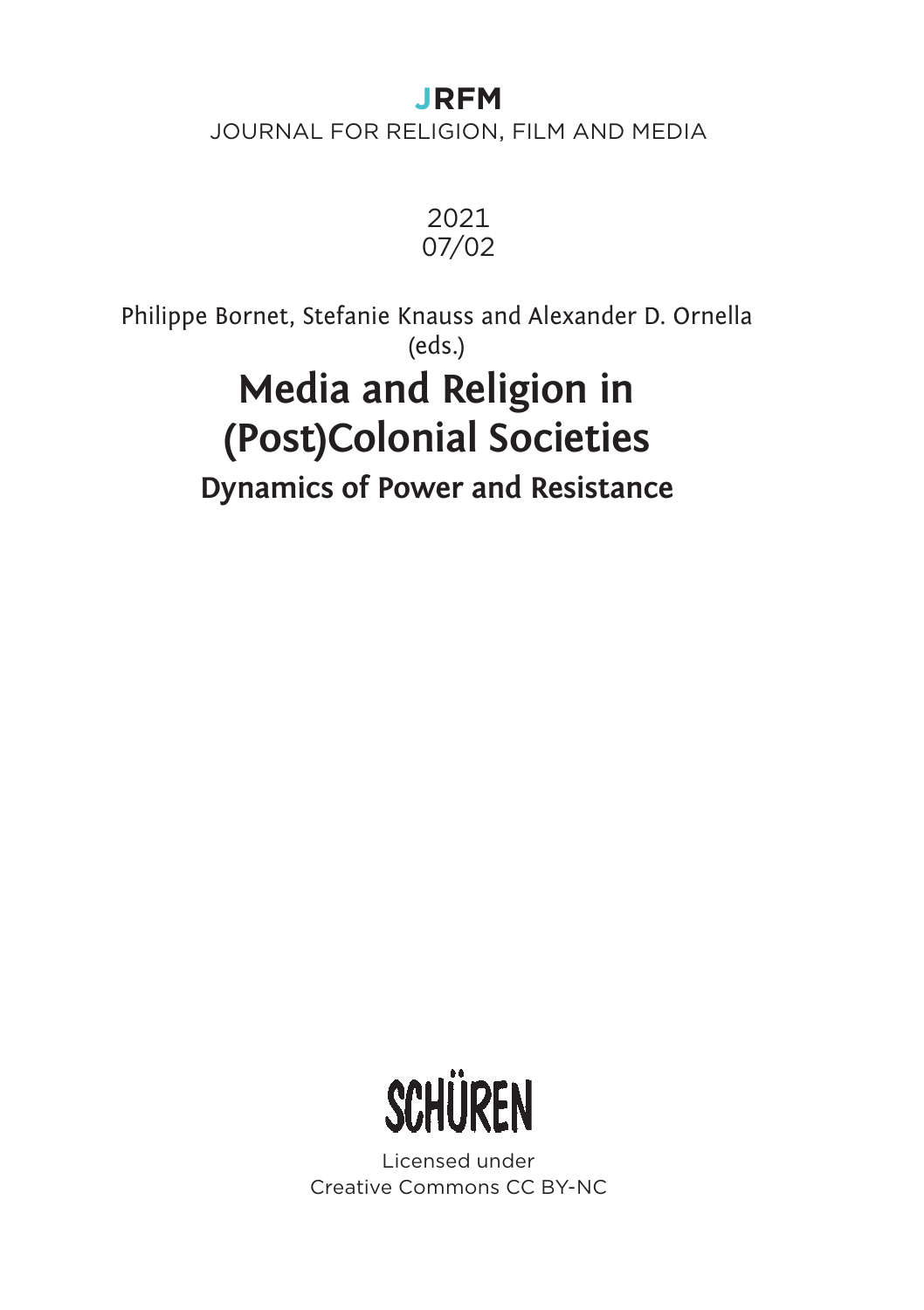**JRFM**

JOURNAL FOR RELIGION, FILM AND MEDIA

2021
07/02

Philippe Bornet, Stefanie Knauss and Alexander D. Ornella (eds.)

# Media and Religion in (Post)Colonial Societies

## Dynamics of Power and Resistance

SCHÜREN

Licensed under
Creative Commons CC BY-NC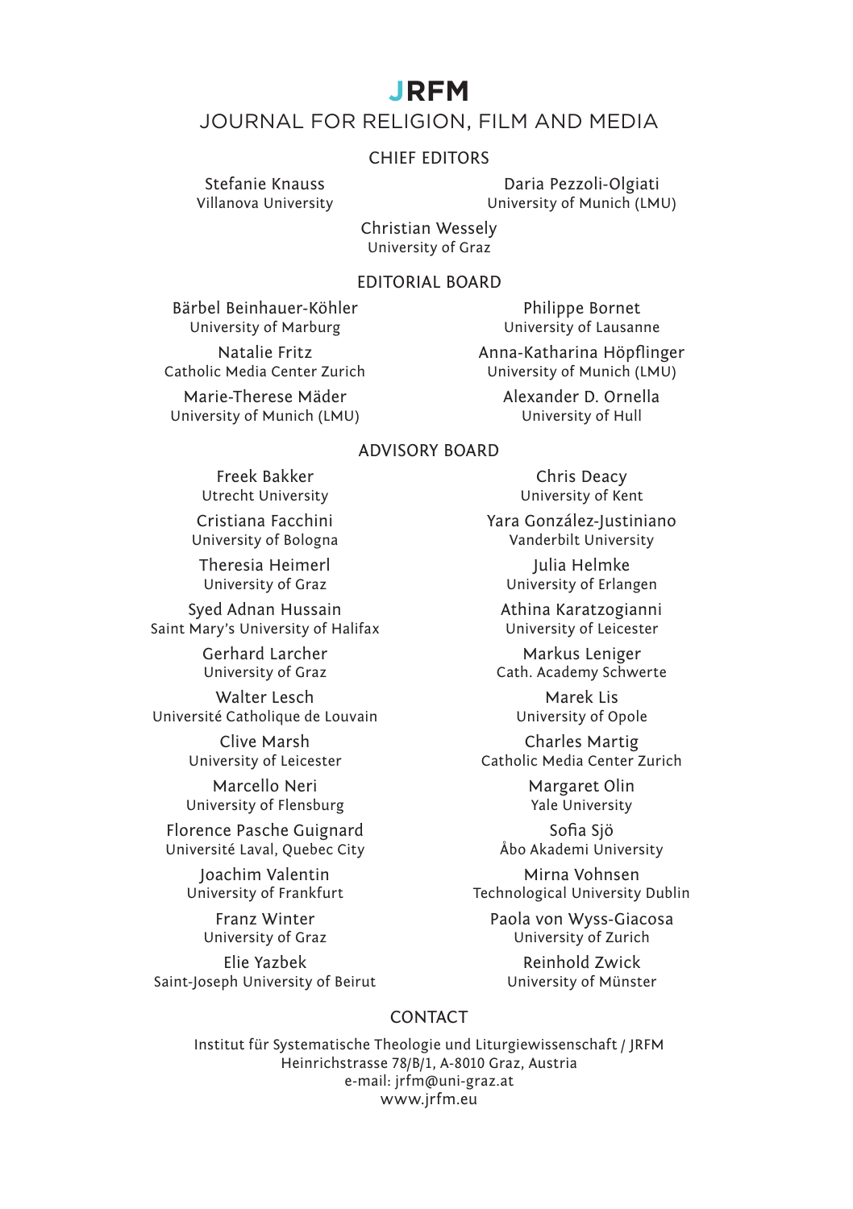# JRFM

## JOURNAL FOR RELIGION, FILM AND MEDIA

### CHIEF EDITORS

Stefanie Knauss
Villanova University

Daria Pezzoli-Olgiati
University of Munich (LMU)

Christian Wessely
University of Graz

### EDITORIAL BOARD

Bärbel Beinhauer-Köhler
University of Marburg

Philippe Bornet
University of Lausanne

Natalie Fritz
Catholic Media Center Zurich

Anna-Katharina Höpflinger
University of Munich (LMU)

Marie-Therese Mäder
University of Munich (LMU)

Alexander D. Ornella
University of Hull

### ADVISORY BOARD

Freek Bakker
Utrecht University

Chris Deacy
University of Kent

Cristiana Facchini
University of Bologna

Yara González-Justiniano
Vanderbilt University

Theresia Heimerl
University of Graz

Julia Helmke
University of Erlangen

Syed Adnan Hussain
Saint Mary's University of Halifax

Athina Karatzogianni
University of Leicester

Gerhard Larcher
University of Graz

Markus Leniger
Cath. Academy Schwerte

Walter Lesch
Université Catholique de Louvain

Marek Lis
University of Opole

Clive Marsh
University of Leicester

Charles Martig
Catholic Media Center Zurich

Marcello Neri
University of Flensburg

Margaret Olin
Yale University

Florence Pasche Guignard
Université Laval, Quebec City

Sofia Sjö
Åbo Akademi University

Joachim Valentin
University of Frankfurt

Mirna Vohnsen
Technological University Dublin

Franz Winter
University of Graz

Paola von Wyss-Giacosa
University of Zurich

Elie Yazbek
Saint-Joseph University of Beirut

Reinhold Zwick
University of Münster

### CONTACT

Institut für Systematische Theologie und Liturgiewissenschaft / JRFM
Heinrichstrasse 78/B/1, A-8010 Graz, Austria
e-mail: jrfm@uni-graz.at
www.jrfm.eu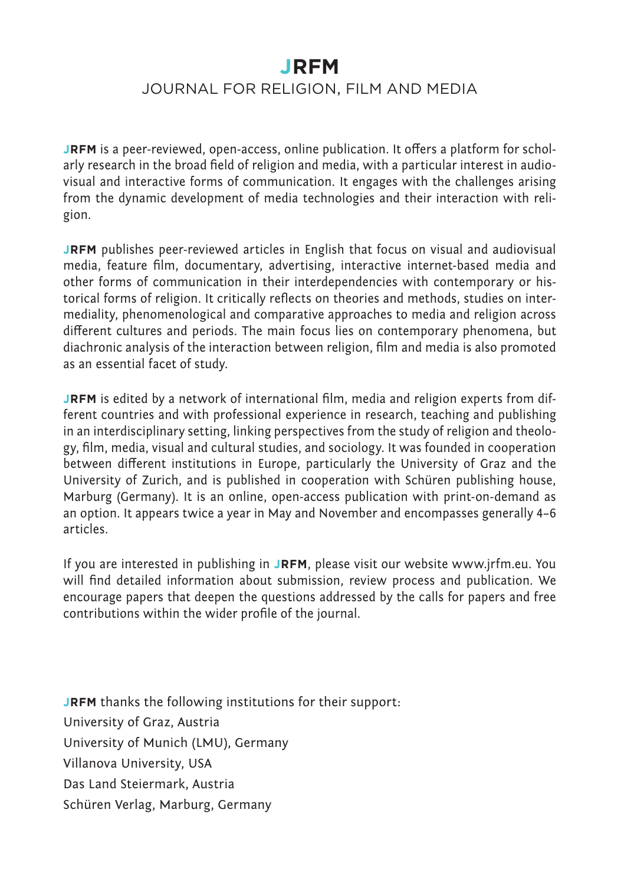# JRFM

## JOURNAL FOR RELIGION, FILM AND MEDIA

**JRFM** is a peer-reviewed, open-access, online publication. It offers a platform for scholarly research in the broad field of religion and media, with a particular interest in audiovisual and interactive forms of communication. It engages with the challenges arising from the dynamic development of media technologies and their interaction with religion.

**JRFM** publishes peer-reviewed articles in English that focus on visual and audiovisual media, feature film, documentary, advertising, interactive internet-based media and other forms of communication in their interdependencies with contemporary or historical forms of religion. It critically reflects on theories and methods, studies on intermediality, phenomenological and comparative approaches to media and religion across different cultures and periods. The main focus lies on contemporary phenomena, but diachronic analysis of the interaction between religion, film and media is also promoted as an essential facet of study.

**JRFM** is edited by a network of international film, media and religion experts from different countries and with professional experience in research, teaching and publishing in an interdisciplinary setting, linking perspectives from the study of religion and theology, film, media, visual and cultural studies, and sociology. It was founded in cooperation between different institutions in Europe, particularly the University of Graz and the University of Zurich, and is published in cooperation with Schüren publishing house, Marburg (Germany). It is an online, open-access publication with print-on-demand as an option. It appears twice a year in May and November and encompasses generally 4–6 articles.

If you are interested in publishing in **JRFM**, please visit our website www.jrfm.eu. You will find detailed information about submission, review process and publication. We encourage papers that deepen the questions addressed by the calls for papers and free contributions within the wider profile of the journal.

**JRFM** thanks the following institutions for their support:
University of Graz, Austria
University of Munich (LMU), Germany
Villanova University, USA
Das Land Steiermark, Austria
Schüren Verlag, Marburg, Germany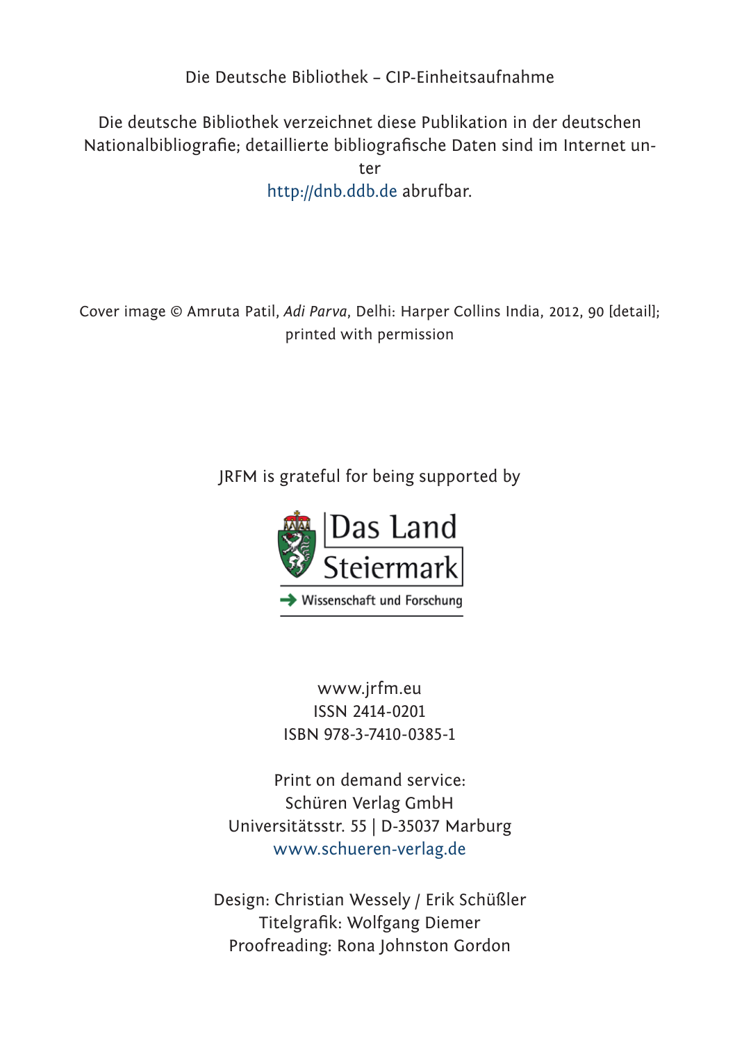Die Deutsche Bibliothek – CIP-Einheitsaufnahme

Die deutsche Bibliothek verzeichnet diese Publikation in der deutschen Nationalbibliografie; detaillierte bibliografische Daten sind im Internet unter http://dnb.ddb.de abrufbar.

Cover image © Amruta Patil, *Adi Parva*, Delhi: Harper Collins India, 2012, 90 [detail]; printed with permission

JRFM is grateful for being supported by

Das Land Steiermark

Wissenschaft und Forschung

www.jrfm.eu
ISSN 2414-0201
ISBN 978-3-7410-0385-1

Print on demand service:
Schüren Verlag GmbH
Universitätsstr. 55 | D-35037 Marburg
www.schueren-verlag.de

Design: Christian Wessely / Erik Schüßler
Titelgrafik: Wolfgang Diemer
Proofreading: Rona Johnston Gordon